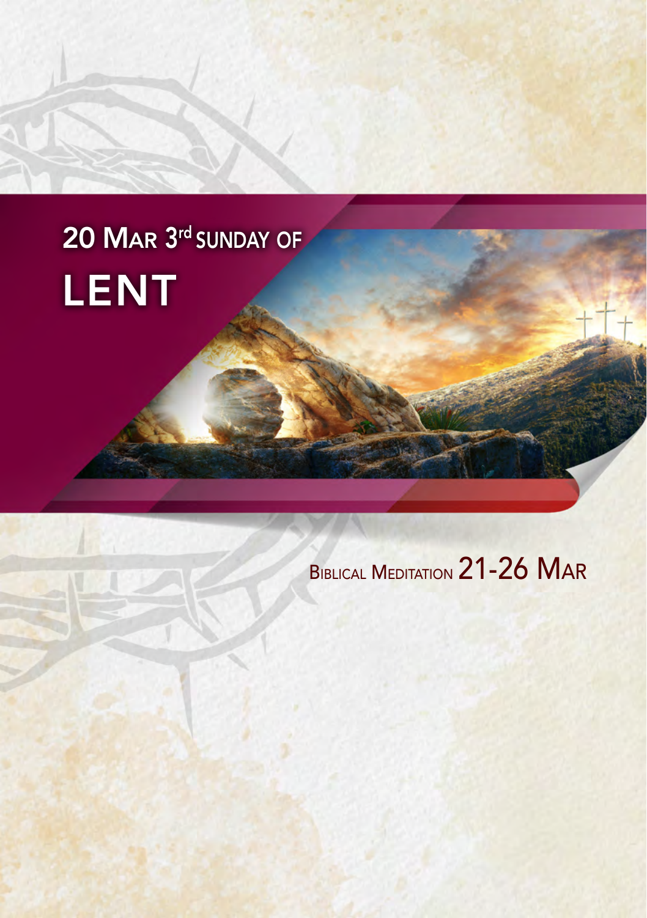# 20 Mar 3rd Sunday of LENT

## Biblical Meditation 21-26 Mar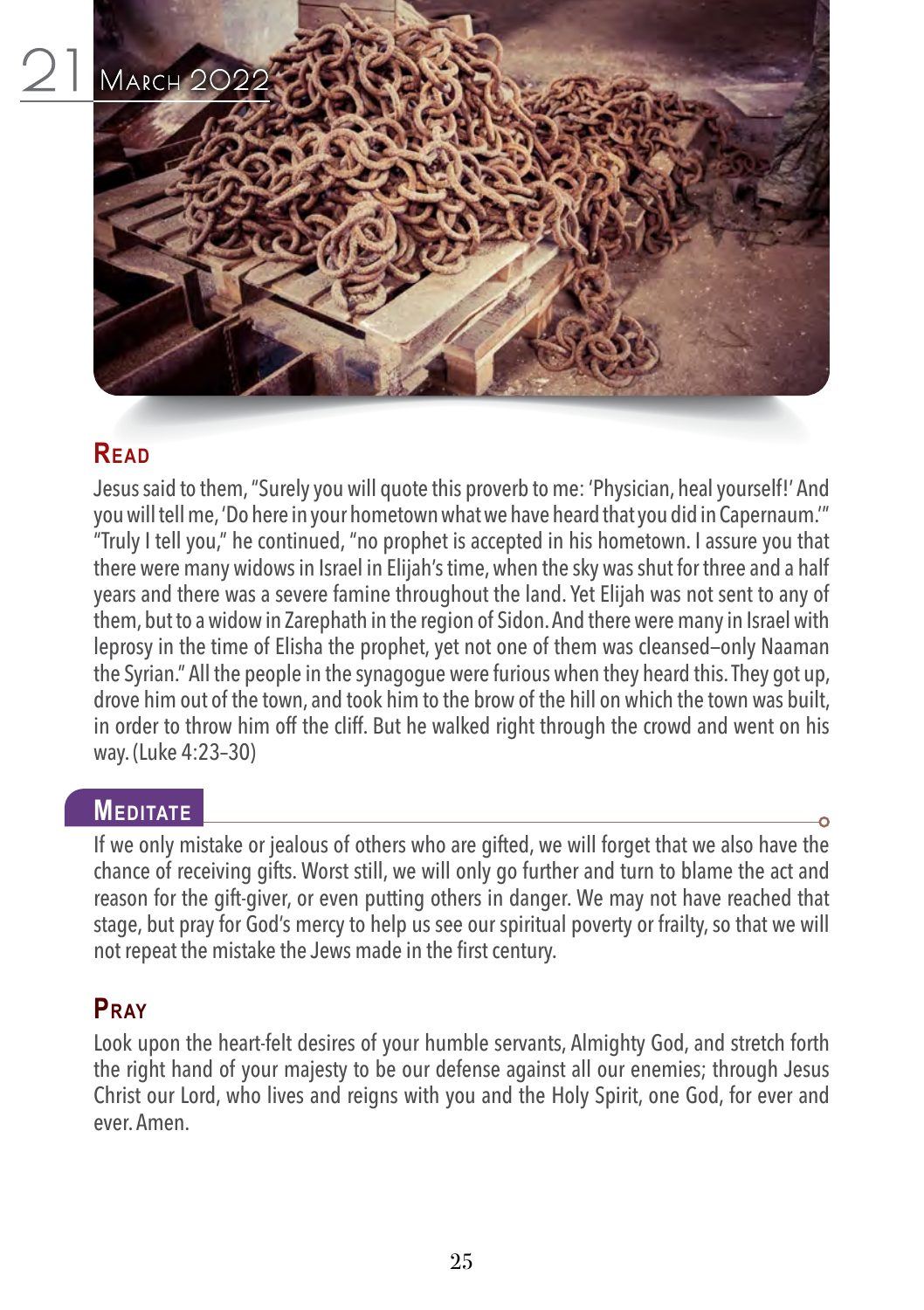# 21 March 2022

## Read

Jesus said to them, "Surely you will quote this proverb to me: 'Physician, heal yourself!' And you will tell me, 'Do here in your hometown what we have heard that you did in Capernaum.'" "Truly I tell you," he continued, "no prophet is accepted in his hometown. I assure you that there were many widows in Israel in Elijah's time, when the sky was shut for three and a half years and there was a severe famine throughout the land. Yet Elijah was not sent to any of them, but to a widow in Zarephath in the region of Sidon. And there were many in Israel with leprosy in the time of Elisha the prophet, yet not one of them was cleansed–only Naaman the Syrian." All the people in the synagogue were furious when they heard this. They got up, drove him out of the town, and took him to the brow of the hill on which the town was built, in order to throw him off the cliff. But he walked right through the crowd and went on his way. (Luke 4:23–30)

## Meditate

If we only mistake or jealous of others who are gifted, we will forget that we also have the chance of receiving gifts. Worst still, we will only go further and turn to blame the act and reason for the gift-giver, or even putting others in danger. We may not have reached that stage, but pray for God's mercy to help us see our spiritual poverty or frailty, so that we will not repeat the mistake the Jews made in the first century.

## Pray

Look upon the heart-felt desires of your humble servants, Almighty God, and stretch forth the right hand of your majesty to be our defense against all our enemies; through Jesus Christ our Lord, who lives and reigns with you and the Holy Spirit, one God, for ever and ever. Amen.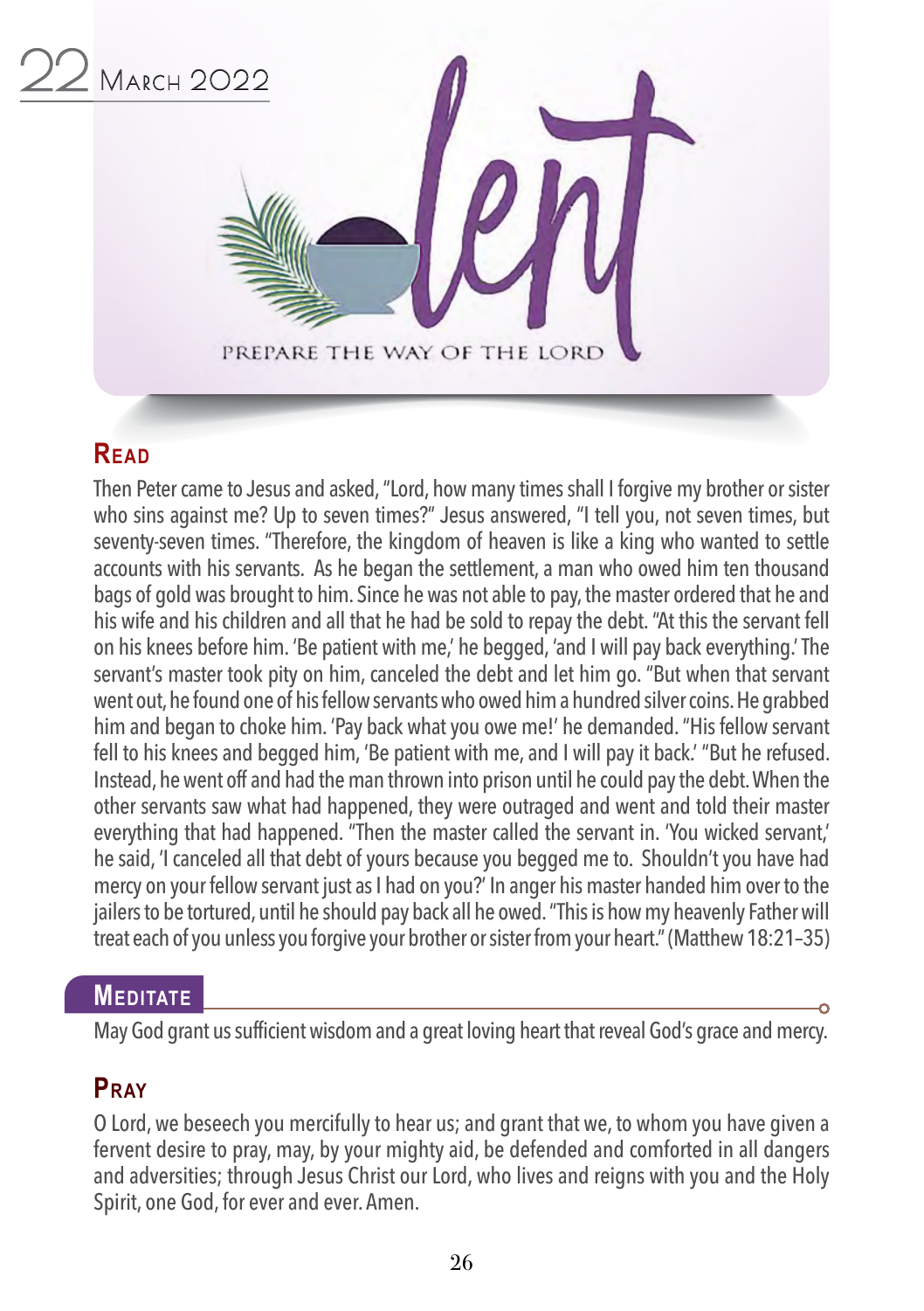# 22 March 2022

PREPARE THE WAY OF THE LORD

## Read

Then Peter came to Jesus and asked, "Lord, how many times shall I forgive my brother or sister who sins against me? Up to seven times?" Jesus answered, "I tell you, not seven times, but seventy-seven times. "Therefore, the kingdom of heaven is like a king who wanted to settle accounts with his servants. As he began the settlement, a man who owed him ten thousand bags of gold was brought to him. Since he was not able to pay, the master ordered that he and his wife and his children and all that he had be sold to repay the debt. "At this the servant fell on his knees before him. 'Be patient with me,' he begged, 'and I will pay back everything.' The servant's master took pity on him, canceled the debt and let him go. "But when that servant went out, he found one of his fellow servants who owed him a hundred silver coins. He grabbed him and began to choke him. 'Pay back what you owe me!' he demanded. "His fellow servant fell to his knees and begged him, 'Be patient with me, and I will pay it back.' "But he refused. Instead, he went off and had the man thrown into prison until he could pay the debt. When the other servants saw what had happened, they were outraged and went and told their master everything that had happened. "Then the master called the servant in. 'You wicked servant,' he said, 'I canceled all that debt of yours because you begged me to. Shouldn't you have had mercy on your fellow servant just as I had on you?' In anger his master handed him over to the jailers to be tortured, until he should pay back all he owed. "This is how my heavenly Father will treat each of you unless you forgive your brother or sister from your heart." (Matthew 18:21–35)

## Meditate

May God grant us sufficient wisdom and a great loving heart that reveal God's grace and mercy.

## Pray

O Lord, we beseech you mercifully to hear us; and grant that we, to whom you have given a fervent desire to pray, may, by your mighty aid, be defended and comforted in all dangers and adversities; through Jesus Christ our Lord, who lives and reigns with you and the Holy Spirit, one God, for ever and ever. Amen.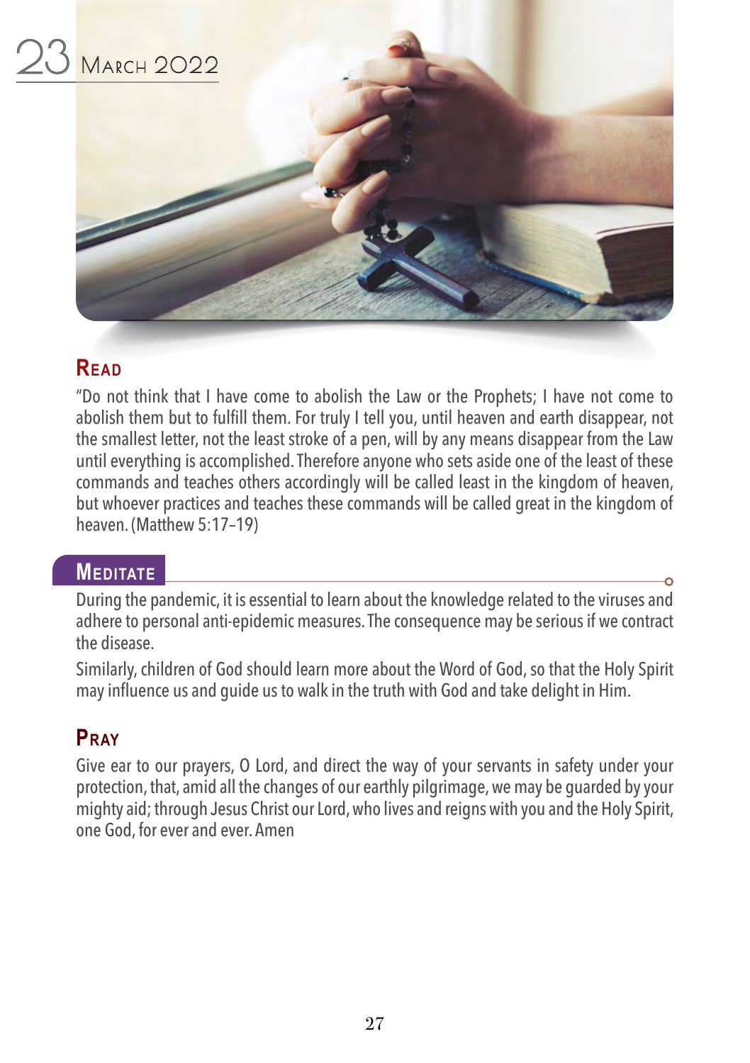# 23 March 2022

## Read

"Do not think that I have come to abolish the Law or the Prophets; I have not come to abolish them but to fulfill them. For truly I tell you, until heaven and earth disappear, not the smallest letter, not the least stroke of a pen, will by any means disappear from the Law until everything is accomplished. Therefore anyone who sets aside one of the least of these commands and teaches others accordingly will be called least in the kingdom of heaven, but whoever practices and teaches these commands will be called great in the kingdom of heaven. (Matthew 5:17–19)

## Meditate

During the pandemic, it is essential to learn about the knowledge related to the viruses and adhere to personal anti-epidemic measures. The consequence may be serious if we contract the disease.

Similarly, children of God should learn more about the Word of God, so that the Holy Spirit may influence us and guide us to walk in the truth with God and take delight in Him.

## Pray

Give ear to our prayers, O Lord, and direct the way of your servants in safety under your protection, that, amid all the changes of our earthly pilgrimage, we may be guarded by your mighty aid; through Jesus Christ our Lord, who lives and reigns with you and the Holy Spirit, one God, for ever and ever. Amen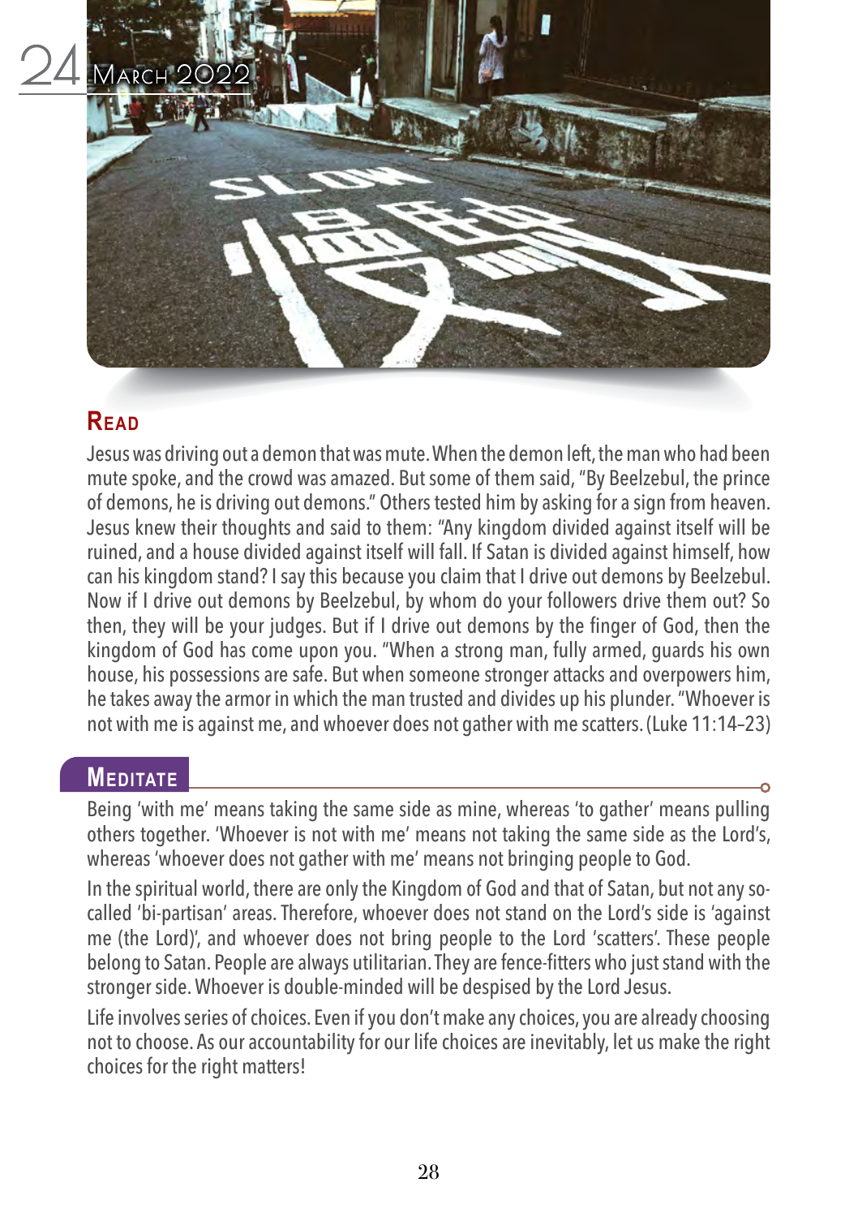24 March 2022

## Read

Jesus was driving out a demon that was mute. When the demon left, the man who had been mute spoke, and the crowd was amazed. But some of them said, "By Beelzebul, the prince of demons, he is driving out demons." Others tested him by asking for a sign from heaven. Jesus knew their thoughts and said to them: "Any kingdom divided against itself will be ruined, and a house divided against itself will fall. If Satan is divided against himself, how can his kingdom stand? I say this because you claim that I drive out demons by Beelzebul. Now if I drive out demons by Beelzebul, by whom do your followers drive them out? So then, they will be your judges. But if I drive out demons by the finger of God, then the kingdom of God has come upon you. "When a strong man, fully armed, guards his own house, his possessions are safe. But when someone stronger attacks and overpowers him, he takes away the armor in which the man trusted and divides up his plunder. "Whoever is not with me is against me, and whoever does not gather with me scatters. (Luke 11:14–23)

## Meditate

Being 'with me' means taking the same side as mine, whereas 'to gather' means pulling others together. 'Whoever is not with me' means not taking the same side as the Lord's, whereas 'whoever does not gather with me' means not bringing people to God.

In the spiritual world, there are only the Kingdom of God and that of Satan, but not any so-called 'bi-partisan' areas. Therefore, whoever does not stand on the Lord's side is 'against me (the Lord)', and whoever does not bring people to the Lord 'scatters'. These people belong to Satan. People are always utilitarian. They are fence-fitters who just stand with the stronger side. Whoever is double-minded will be despised by the Lord Jesus.

Life involves series of choices. Even if you don't make any choices, you are already choosing not to choose. As our accountability for our life choices are inevitably, let us make the right choices for the right matters!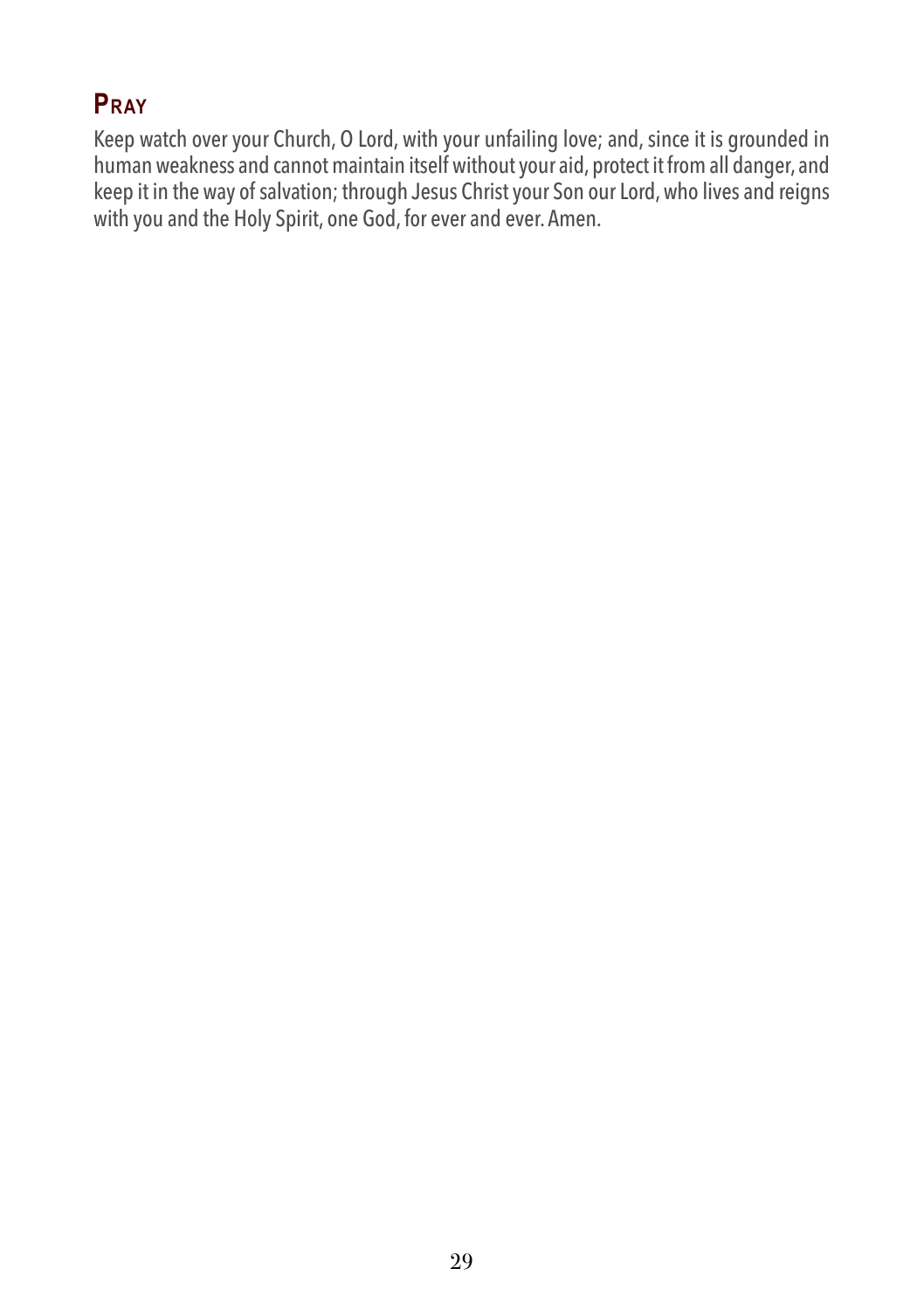## Pray

Keep watch over your Church, O Lord, with your unfailing love; and, since it is grounded in human weakness and cannot maintain itself without your aid, protect it from all danger, and keep it in the way of salvation; through Jesus Christ your Son our Lord, who lives and reigns with you and the Holy Spirit, one God, for ever and ever. Amen.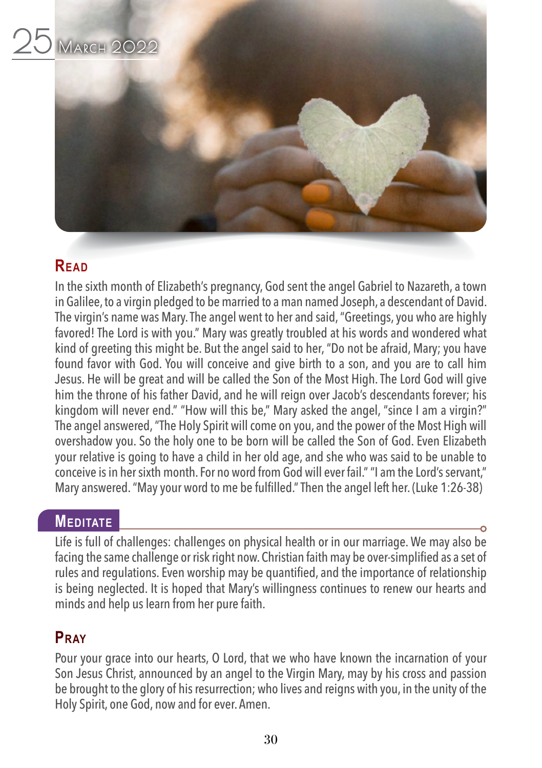# 25 March 2022

## Read

In the sixth month of Elizabeth's pregnancy, God sent the angel Gabriel to Nazareth, a town in Galilee, to a virgin pledged to be married to a man named Joseph, a descendant of David. The virgin's name was Mary. The angel went to her and said, "Greetings, you who are highly favored! The Lord is with you." Mary was greatly troubled at his words and wondered what kind of greeting this might be. But the angel said to her, "Do not be afraid, Mary; you have found favor with God. You will conceive and give birth to a son, and you are to call him Jesus. He will be great and will be called the Son of the Most High. The Lord God will give him the throne of his father David, and he will reign over Jacob's descendants forever; his kingdom will never end." "How will this be," Mary asked the angel, "since I am a virgin?" The angel answered, "The Holy Spirit will come on you, and the power of the Most High will overshadow you. So the holy one to be born will be called the Son of God. Even Elizabeth your relative is going to have a child in her old age, and she who was said to be unable to conceive is in her sixth month. For no word from God will ever fail." "I am the Lord's servant," Mary answered. "May your word to me be fulfilled." Then the angel left her. (Luke 1:26-38)

## Meditate

Life is full of challenges: challenges on physical health or in our marriage. We may also be facing the same challenge or risk right now. Christian faith may be over-simplified as a set of rules and regulations. Even worship may be quantified, and the importance of relationship is being neglected. It is hoped that Mary's willingness continues to renew our hearts and minds and help us learn from her pure faith.

## Pray

Pour your grace into our hearts, O Lord, that we who have known the incarnation of your Son Jesus Christ, announced by an angel to the Virgin Mary, may by his cross and passion be brought to the glory of his resurrection; who lives and reigns with you, in the unity of the Holy Spirit, one God, now and for ever. Amen.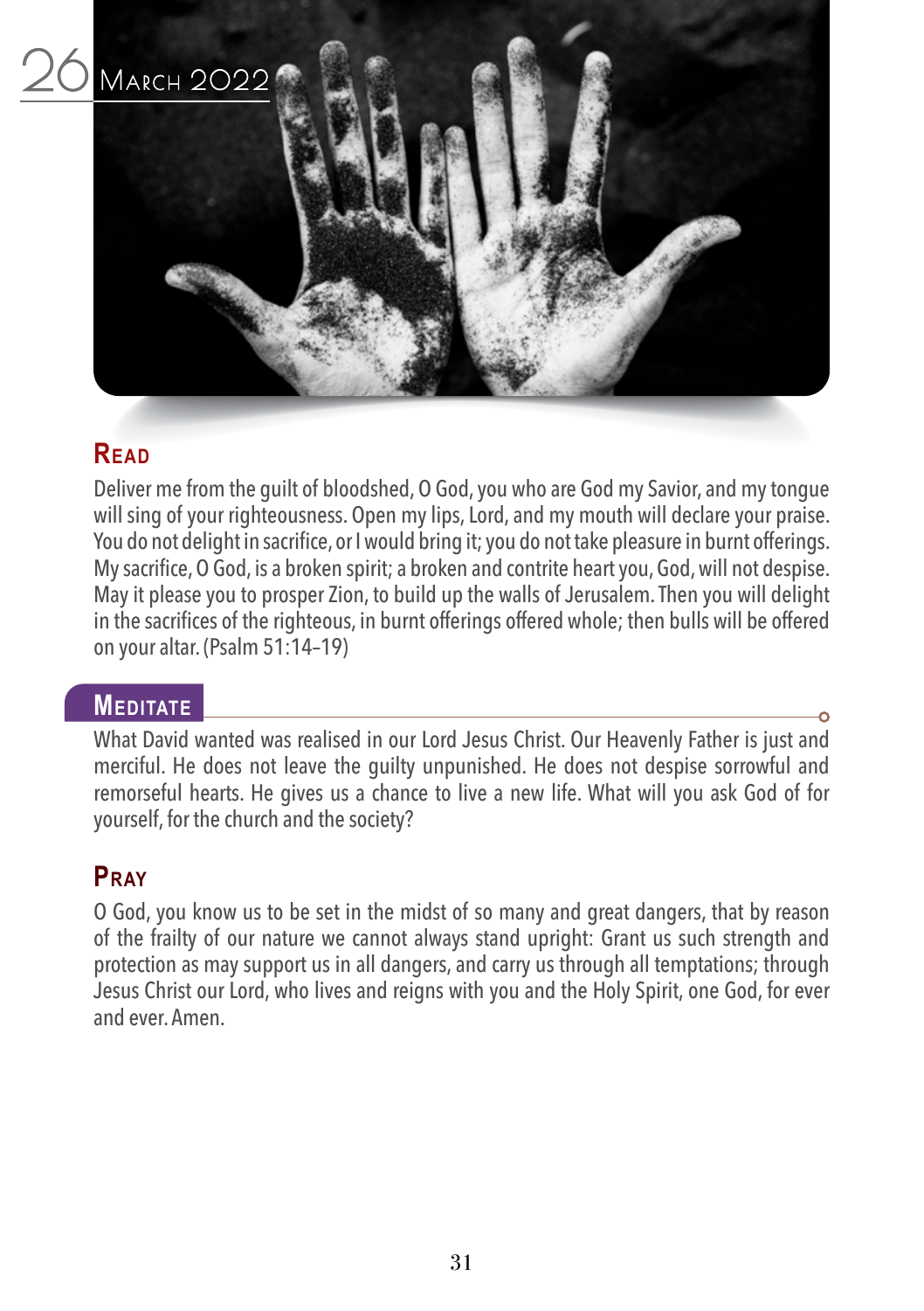# 26 March 2022

## Read

Deliver me from the guilt of bloodshed, O God, you who are God my Savior, and my tongue will sing of your righteousness. Open my lips, Lord, and my mouth will declare your praise. You do not delight in sacrifice, or I would bring it; you do not take pleasure in burnt offerings. My sacrifice, O God, is a broken spirit; a broken and contrite heart you, God, will not despise. May it please you to prosper Zion, to build up the walls of Jerusalem. Then you will delight in the sacrifices of the righteous, in burnt offerings offered whole; then bulls will be offered on your altar. (Psalm 51:14–19)

## Meditate

What David wanted was realised in our Lord Jesus Christ. Our Heavenly Father is just and merciful. He does not leave the guilty unpunished. He does not despise sorrowful and remorseful hearts. He gives us a chance to live a new life. What will you ask God of for yourself, for the church and the society?

## Pray

O God, you know us to be set in the midst of so many and great dangers, that by reason of the frailty of our nature we cannot always stand upright: Grant us such strength and protection as may support us in all dangers, and carry us through all temptations; through Jesus Christ our Lord, who lives and reigns with you and the Holy Spirit, one God, for ever and ever. Amen.